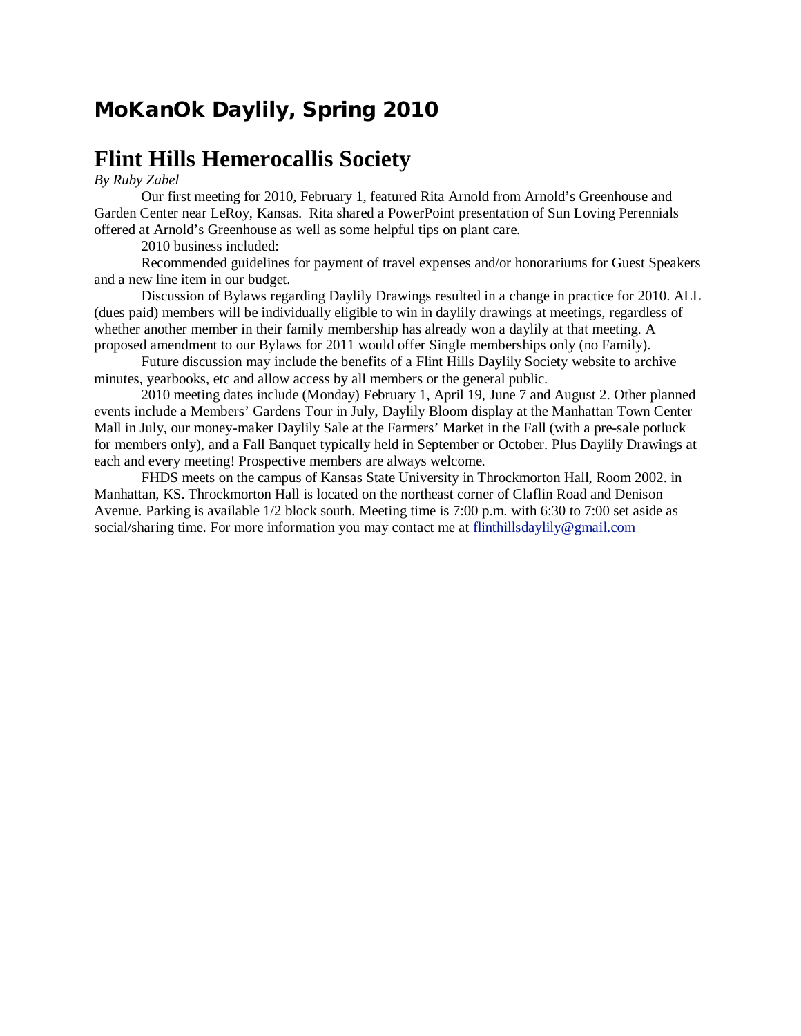# MoKanOk Daylily, Spring 2010

## Flint Hills Hemerocallis Society

*By Ruby Zabel*

Our first meeting for 2010, February 1, featured Rita Arnold from Arnold's Greenhouse and Garden Center near LeRoy, Kansas. Rita shared a PowerPoint presentation of Sun Loving Perennials offered at Arnold's Greenhouse as well as some helpful tips on plant care.

2010 business included:

Recommended guidelines for payment of travel expenses and/or honorariums for Guest Speakers and a new line item in our budget.

Discussion of Bylaws regarding Daylily Drawings resulted in a change in practice for 2010. ALL (dues paid) members will be individually eligible to win in daylily drawings at meetings, regardless of whether another member in their family membership has already won a daylily at that meeting. A proposed amendment to our Bylaws for 2011 would offer Single memberships only (no Family).

Future discussion may include the benefits of a Flint Hills Daylily Society website to archive minutes, yearbooks, etc and allow access by all members or the general public.

2010 meeting dates include (Monday) February 1, April 19, June 7 and August 2. Other planned events include a Members' Gardens Tour in July, Daylily Bloom display at the Manhattan Town Center Mall in July, our money-maker Daylily Sale at the Farmers' Market in the Fall (with a pre-sale potluck for members only), and a Fall Banquet typically held in September or October. Plus Daylily Drawings at each and every meeting! Prospective members are always welcome.

FHDS meets on the campus of Kansas State University in Throckmorton Hall, Room 2002. in Manhattan, KS. Throckmorton Hall is located on the northeast corner of Claflin Road and Denison Avenue. Parking is available 1/2 block south. Meeting time is 7:00 p.m. with 6:30 to 7:00 set aside as social/sharing time. For more information you may contact me at flinthillsdaylily@gmail.com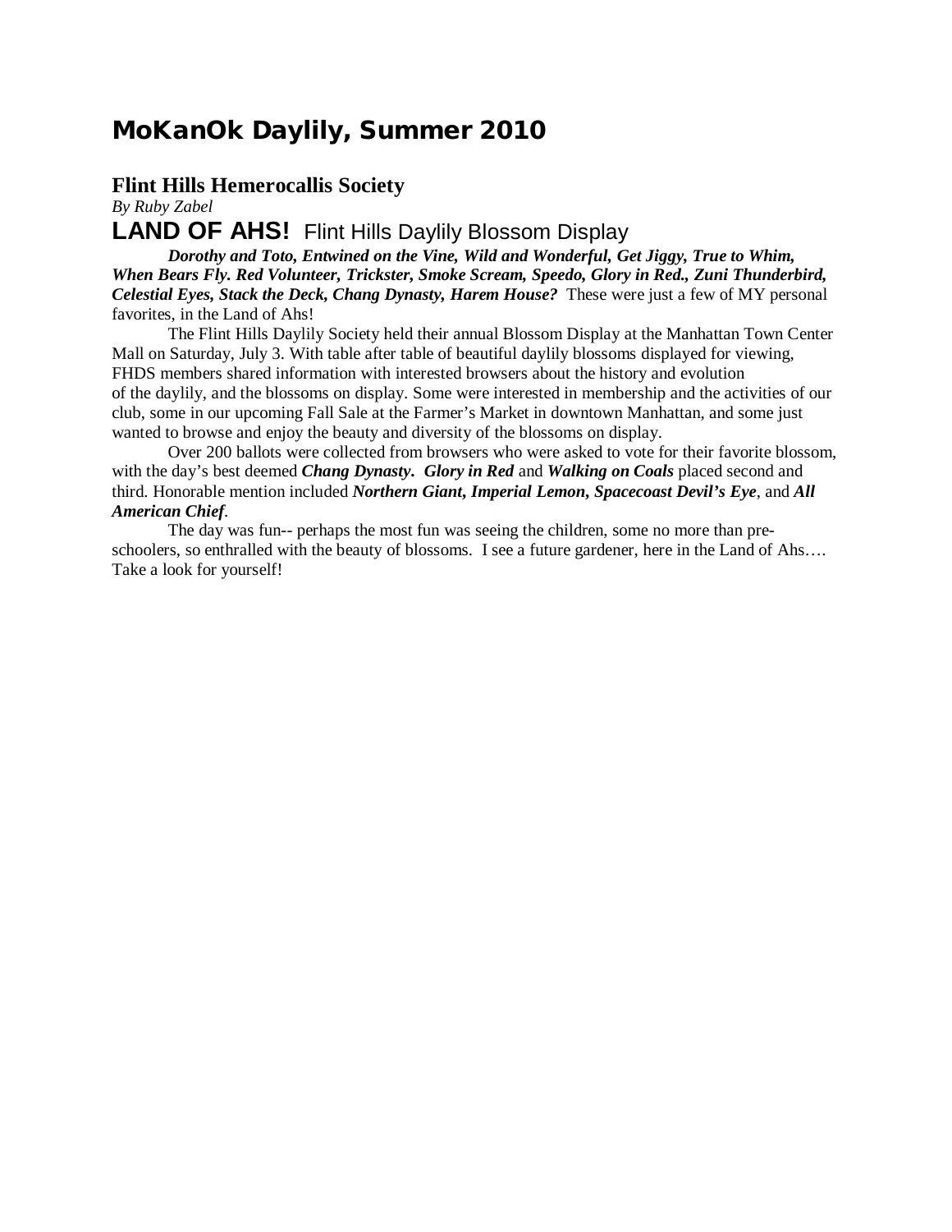# MoKanOk Daylily, Summer 2010

## Flint Hills Hemerocallis Society

*By Ruby Zabel*

## **LAND OF AHS!** Flint Hills Daylily Blossom Display

***Dorothy and Toto, Entwined on the Vine, Wild and Wonderful, Get Jiggy, True to Whim, When Bears Fly. Red Volunteer, Trickster, Smoke Scream, Speedo, Glory in Red., Zuni Thunderbird, Celestial Eyes, Stack the Deck, Chang Dynasty, Harem House?*** These were just a few of MY personal favorites, in the Land of Ahs!

The Flint Hills Daylily Society held their annual Blossom Display at the Manhattan Town Center Mall on Saturday, July 3. With table after table of beautiful daylily blossoms displayed for viewing, FHDS members shared information with interested browsers about the history and evolution of the daylily, and the blossoms on display. Some were interested in membership and the activities of our club, some in our upcoming Fall Sale at the Farmer's Market in downtown Manhattan, and some just wanted to browse and enjoy the beauty and diversity of the blossoms on display.

Over 200 ballots were collected from browsers who were asked to vote for their favorite blossom, with the day's best deemed ***Chang Dynasty. Glory in Red*** and ***Walking on Coals*** placed second and third. Honorable mention included ***Northern Giant, Imperial Lemon, Spacecoast Devil's Eye***, and ***All American Chief***.

The day was fun-- perhaps the most fun was seeing the children, some no more than pre-schoolers, so enthralled with the beauty of blossoms. I see a future gardener, here in the Land of Ahs…. Take a look for yourself!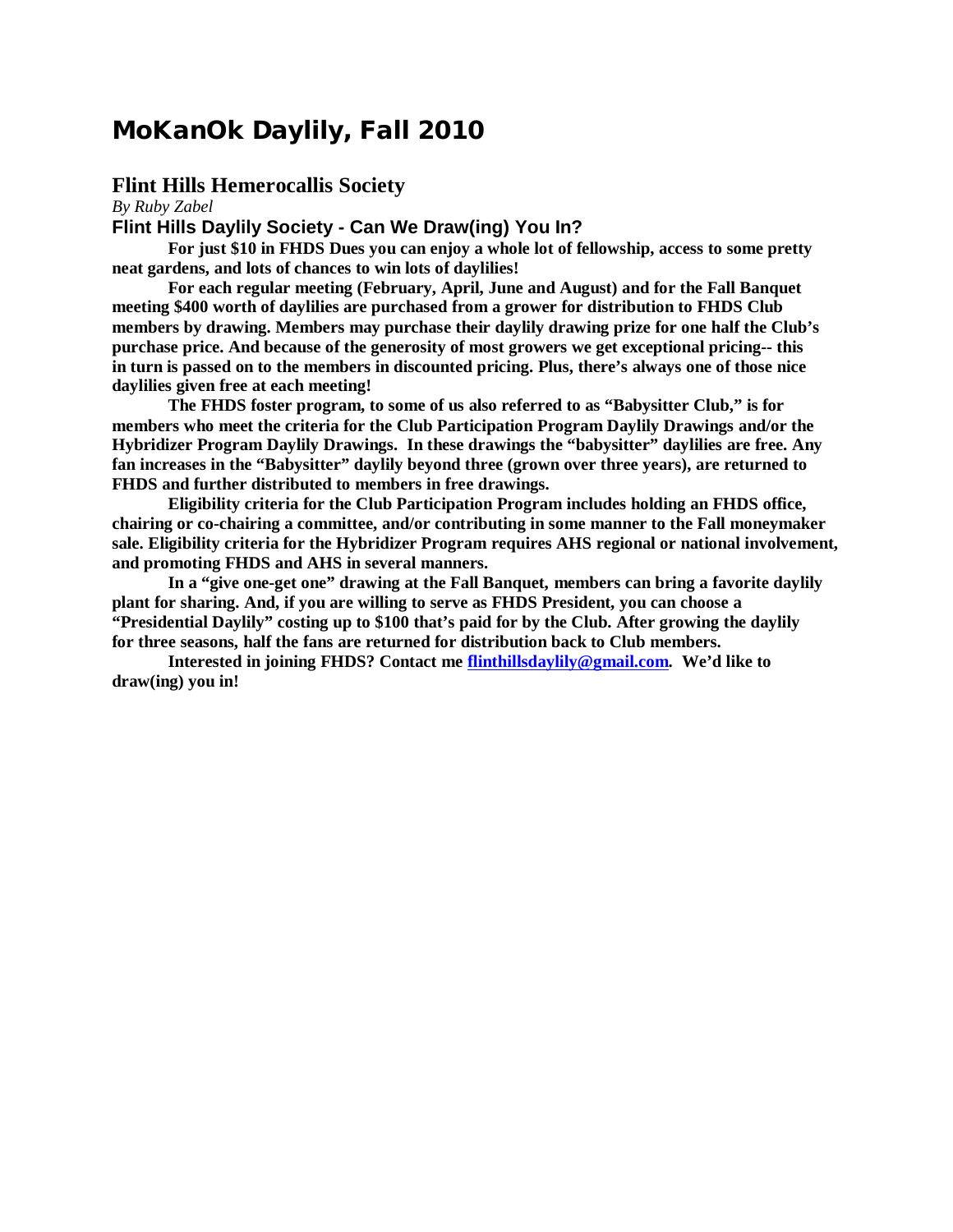# MoKanOk Daylily, Fall 2010

## Flint Hills Hemerocallis Society

*By Ruby Zabel*

### Flint Hills Daylily Society - Can We Draw(ing) You In?

**For just $10 in FHDS Dues you can enjoy a whole lot of fellowship, access to some pretty neat gardens, and lots of chances to win lots of daylilies!**

**For each regular meeting (February, April, June and August) and for the Fall Banquet meeting $400 worth of daylilies are purchased from a grower for distribution to FHDS Club members by drawing. Members may purchase their daylily drawing prize for one half the Club's purchase price. And because of the generosity of most growers we get exceptional pricing-- this in turn is passed on to the members in discounted pricing. Plus, there's always one of those nice daylilies given free at each meeting!**

**The FHDS foster program, to some of us also referred to as "Babysitter Club," is for members who meet the criteria for the Club Participation Program Daylily Drawings and/or the Hybridizer Program Daylily Drawings. In these drawings the "babysitter" daylilies are free. Any fan increases in the "Babysitter" daylily beyond three (grown over three years), are returned to FHDS and further distributed to members in free drawings.**

**Eligibility criteria for the Club Participation Program includes holding an FHDS office, chairing or co-chairing a committee, and/or contributing in some manner to the Fall moneymaker sale. Eligibility criteria for the Hybridizer Program requires AHS regional or national involvement, and promoting FHDS and AHS in several manners.**

**In a "give one-get one" drawing at the Fall Banquet, members can bring a favorite daylily plant for sharing. And, if you are willing to serve as FHDS President, you can choose a "Presidential Daylily" costing up to $100 that's paid for by the Club. After growing the daylily for three seasons, half the fans are returned for distribution back to Club members.**

**Interested in joining FHDS? Contact me flinthillsdaylily@gmail.com. We'd like to draw(ing) you in!**